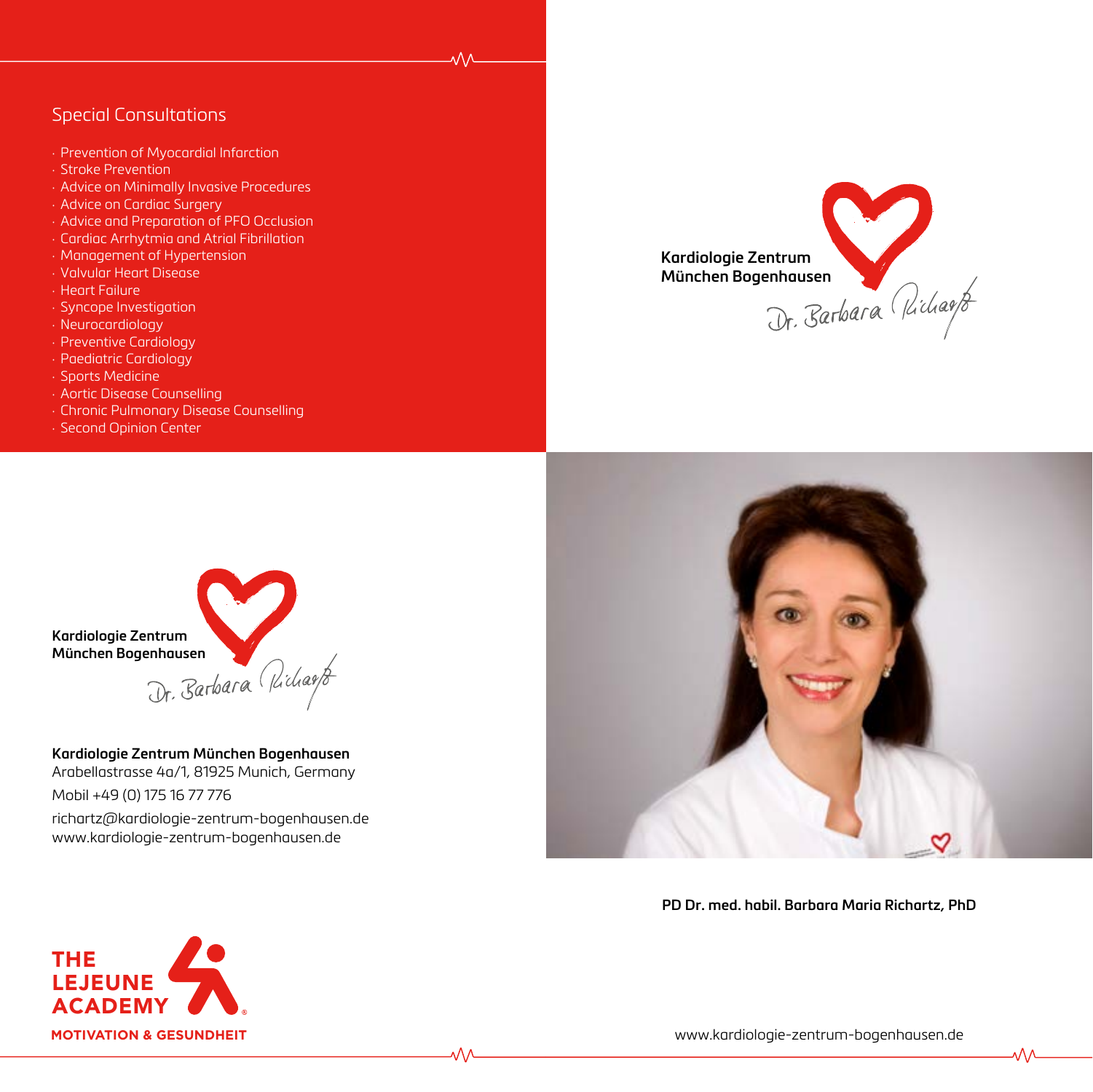## Special Consultations

- Prevention of Myocardial Infarction
- Stroke Prevention
- Advice on Minimally Invasive Procedures
- Advice on Cardiac Surgery
- Advice and Preparation of PFO Occlusion
- Cardiac Arrhytmia and Atrial Fibrillation
- Management of Hypertension
- Valvular Heart Disease
- Heart Failure
- Syncope Investigation
- Neurocardiology
- Preventive Cardiology
- Paediatric Cardiology
- Sports Medicine
- Aortic Disease Counselling
- Chronic Pulmonary Disease Counselling
- Second Opinion Center

**Kardiologie Zentrum München Bogenhausen**
Dr. Barbara Richartz

**Kardiologie Zentrum München Bogenhausen**
Dr. Barbara Richartz

**Kardiologie Zentrum München Bogenhausen**
Arabellastrasse 4a/1, 81925 Munich, Germany
Mobil +49 (0) 175 16 77 776
richartz@kardiologie-zentrum-bogenhausen.de
www.kardiologie-zentrum-bogenhausen.de

**PD Dr. med. habil. Barbara Maria Richartz, PhD**

**THE LEJEUNE ACADEMY®**
**MOTIVATION & GESUNDHEIT**

www.kardiologie-zentrum-bogenhausen.de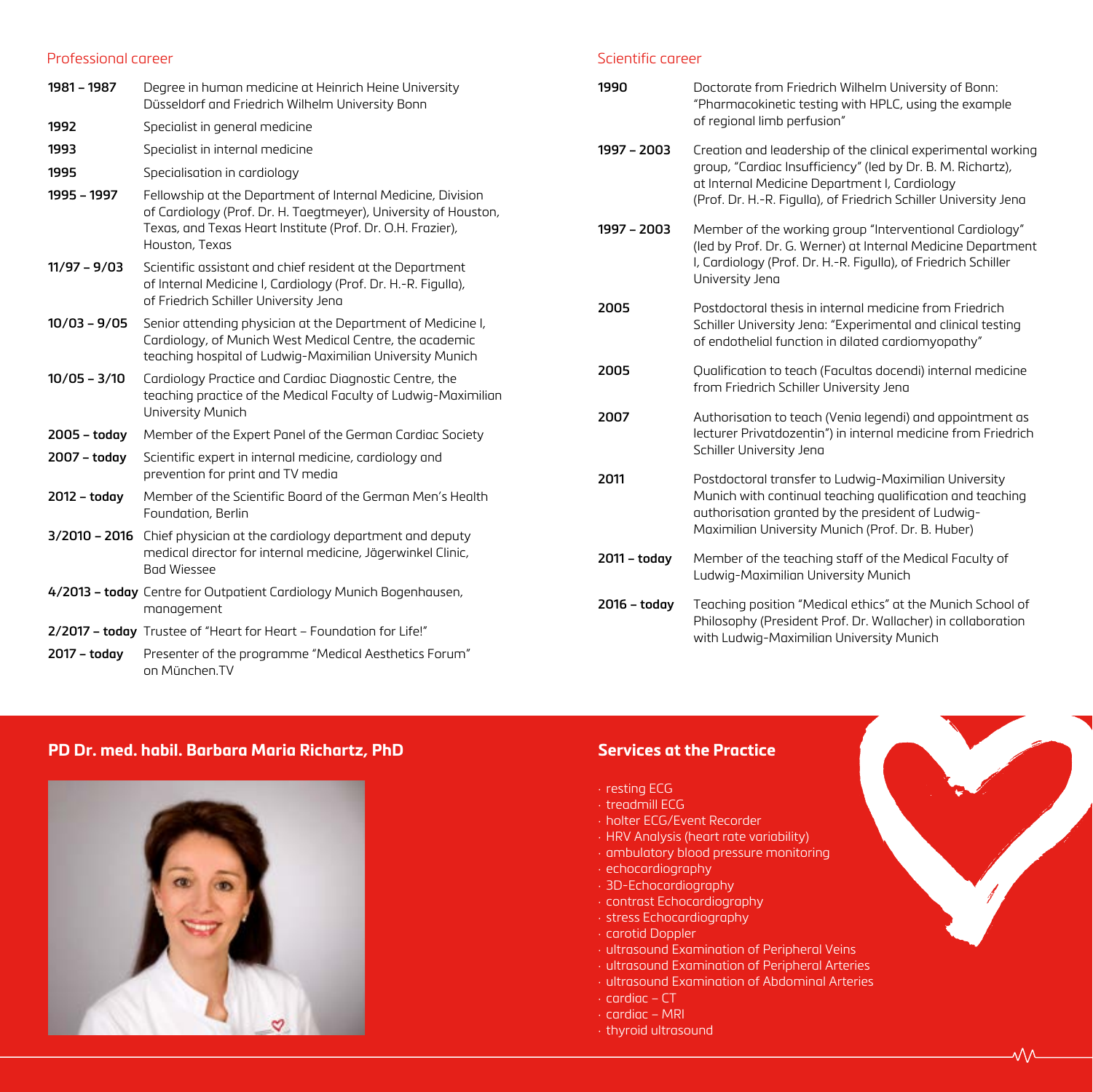## Professional career

| | |
|---|---|
| **1981 – 1987** | Degree in human medicine at Heinrich Heine University Düsseldorf and Friedrich Wilhelm University Bonn |
| **1992** | Specialist in general medicine |
| **1993** | Specialist in internal medicine |
| **1995** | Specialisation in cardiology |
| **1995 – 1997** | Fellowship at the Department of Internal Medicine, Division of Cardiology (Prof. Dr. H. Taegtmeyer), University of Houston, Texas, and Texas Heart Institute (Prof. Dr. O.H. Frazier), Houston, Texas |
| **11/97 – 9/03** | Scientific assistant and chief resident at the Department of Internal Medicine I, Cardiology (Prof. Dr. H.-R. Figulla), of Friedrich Schiller University Jena |
| **10/03 – 9/05** | Senior attending physician at the Department of Medicine I, Cardiology, of Munich West Medical Centre, the academic teaching hospital of Ludwig-Maximilian University Munich |
| **10/05 – 3/10** | Cardiology Practice and Cardiac Diagnostic Centre, the teaching practice of the Medical Faculty of Ludwig-Maximilian University Munich |
| **2005 – today** | Member of the Expert Panel of the German Cardiac Society |
| **2007 – today** | Scientific expert in internal medicine, cardiology and prevention for print and TV media |
| **2012 – today** | Member of the Scientific Board of the German Men's Health Foundation, Berlin |
| **3/2010 – 2016** | Chief physician at the cardiology department and deputy medical director for internal medicine, Jägerwinkel Clinic, Bad Wiessee |
| **4/2013 – today** | Centre for Outpatient Cardiology Munich Bogenhausen, management |
| **2/2017 – today** | Trustee of "Heart for Heart – Foundation for Life!" |
| **2017 – today** | Presenter of the programme "Medical Aesthetics Forum" on München.TV |

## Scientific career

| | |
|---|---|
| **1990** | Doctorate from Friedrich Wilhelm University of Bonn: "Pharmacokinetic testing with HPLC, using the example of regional limb perfusion" |
| **1997 – 2003** | Creation and leadership of the clinical experimental working group, "Cardiac Insufficiency" (led by Dr. B. M. Richartz), at Internal Medicine Department I, Cardiology (Prof. Dr. H.-R. Figulla), of Friedrich Schiller University Jena |
| **1997 – 2003** | Member of the working group "Interventional Cardiology" (led by Prof. Dr. G. Werner) at Internal Medicine Department I, Cardiology (Prof. Dr. H.-R. Figulla), of Friedrich Schiller University Jena |
| **2005** | Postdoctoral thesis in internal medicine from Friedrich Schiller University Jena: "Experimental and clinical testing of endothelial function in dilated cardiomyopathy" |
| **2005** | Qualification to teach (Facultas docendi) internal medicine from Friedrich Schiller University Jena |
| **2007** | Authorisation to teach (Venia legendi) and appointment as lecturer Privatdozentin") in internal medicine from Friedrich Schiller University Jena |
| **2011** | Postdoctoral transfer to Ludwig-Maximilian University Munich with continual teaching qualification and teaching authorisation granted by the president of Ludwig-Maximilian University Munich (Prof. Dr. B. Huber) |
| **2011 – today** | Member of the teaching staff of the Medical Faculty of Ludwig-Maximilian University Munich |
| **2016 – today** | Teaching position "Medical ethics" at the Munich School of Philosophy (President Prof. Dr. Wallacher) in collaboration with Ludwig-Maximilian University Munich |

## PD Dr. med. habil. Barbara Maria Richartz, PhD

## Services at the Practice

- resting ECG
- treadmill ECG
- holter ECG/Event Recorder
- HRV Analysis (heart rate variability)
- ambulatory blood pressure monitoring
- echocardiography
- 3D-Echocardiography
- contrast Echocardiography
- stress Echocardiography
- carotid Doppler
- ultrasound Examination of Peripheral Veins
- ultrasound Examination of Peripheral Arteries
- ultrasound Examination of Abdominal Arteries
- cardiac – CT
- cardiac – MRI
- thyroid ultrasound